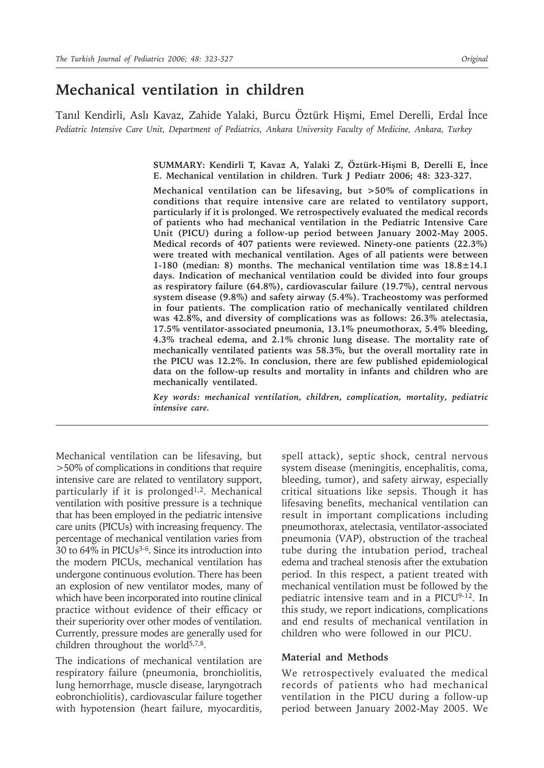# Mechanical ventilation in children

Tanıl Kendirli, Aslı Kavaz, Zahide Yalaki, Burcu Öztürk Hişmi, Emel Derelli, Erdal İnce

*Pediatric Intensive Care Unit, Department of Pediatrics, Ankara University Faculty of Medicine, Ankara, Turkey*

**SUMMARY: Kendirli T, Kavaz A, Yalaki Z, Öztürk-Hişmi B, Derelli E, İnce E. Mechanical ventilation in children. Turk J Pediatr 2006; 48: 323-327.**

**Mechanical ventilation can be lifesaving, but >50% of complications in conditions that require intensive care are related to ventilatory support, particularly if it is prolonged. We retrospectively evaluated the medical records of patients who had mechanical ventilation in the Pediatric Intensive Care Unit (PICU) during a follow-up period between January 2002-May 2005. Medical records of 407 patients were reviewed. Ninety-one patients (22.3%) were treated with mechanical ventilation. Ages of all patients were between 1-180 (median: 8) months. The mechanical ventilation time was 18.8±14.1 days. Indication of mechanical ventilation could be divided into four groups as respiratory failure (64.8%), cardiovascular failure (19.7%), central nervous system disease (9.8%) and safety airway (5.4%). Tracheostomy was performed in four patients. The complication ratio of mechanically ventilated children was 42.8%, and diversity of complications was as follows: 26.3% atelectasia, 17.5% ventilator-associated pneumonia, 13.1% pneumothorax, 5.4% bleeding, 4.3% tracheal edema, and 2.1% chronic lung disease. The mortality rate of mechanically ventilated patients was 58.3%, but the overall mortality rate in the PICU was 12.2%. In conclusion, there are few published epidemiological data on the follow-up results and mortality in infants and children who are mechanically ventilated.**

***Key words: mechanical ventilation, children, complication, mortality, pediatric intensive care.***

Mechanical ventilation can be lifesaving, but >50% of complications in conditions that require intensive care are related to ventilatory support, particularly if it is prolonged[1,2]. Mechanical ventilation with positive pressure is a technique that has been employed in the pediatric intensive care units (PICUs) with increasing frequency. The percentage of mechanical ventilation varies from 30 to 64% in PICUs[3-6]. Since its introduction into the modern PICUs, mechanical ventilation has undergone continuous evolution. There has been an explosion of new ventilator modes, many of which have been incorporated into routine clinical practice without evidence of their efficacy or their superiority over other modes of ventilation. Currently, pressure modes are generally used for children throughout the world[5,7,8].

The indications of mechanical ventilation are respiratory failure (pneumonia, bronchiolitis, lung hemorrhage, muscle disease, laryngotracheobronchiolitis), cardiovascular failure together with hypotension (heart failure, myocarditis, spell attack), septic shock, central nervous system disease (meningitis, encephalitis, coma, bleeding, tumor), and safety airway, especially critical situations like sepsis. Though it has lifesaving benefits, mechanical ventilation can result in important complications including pneumothorax, atelectasia, ventilator-associated pneumonia (VAP), obstruction of the tracheal tube during the intubation period, tracheal edema and tracheal stenosis after the extubation period. In this respect, a patient treated with mechanical ventilation must be followed by the pediatric intensive team and in a PICU[9-12]. In this study, we report indications, complications and end results of mechanical ventilation in children who were followed in our PICU.

## Material and Methods

We retrospectively evaluated the medical records of patients who had mechanical ventilation in the PICU during a follow-up period between January 2002-May 2005. We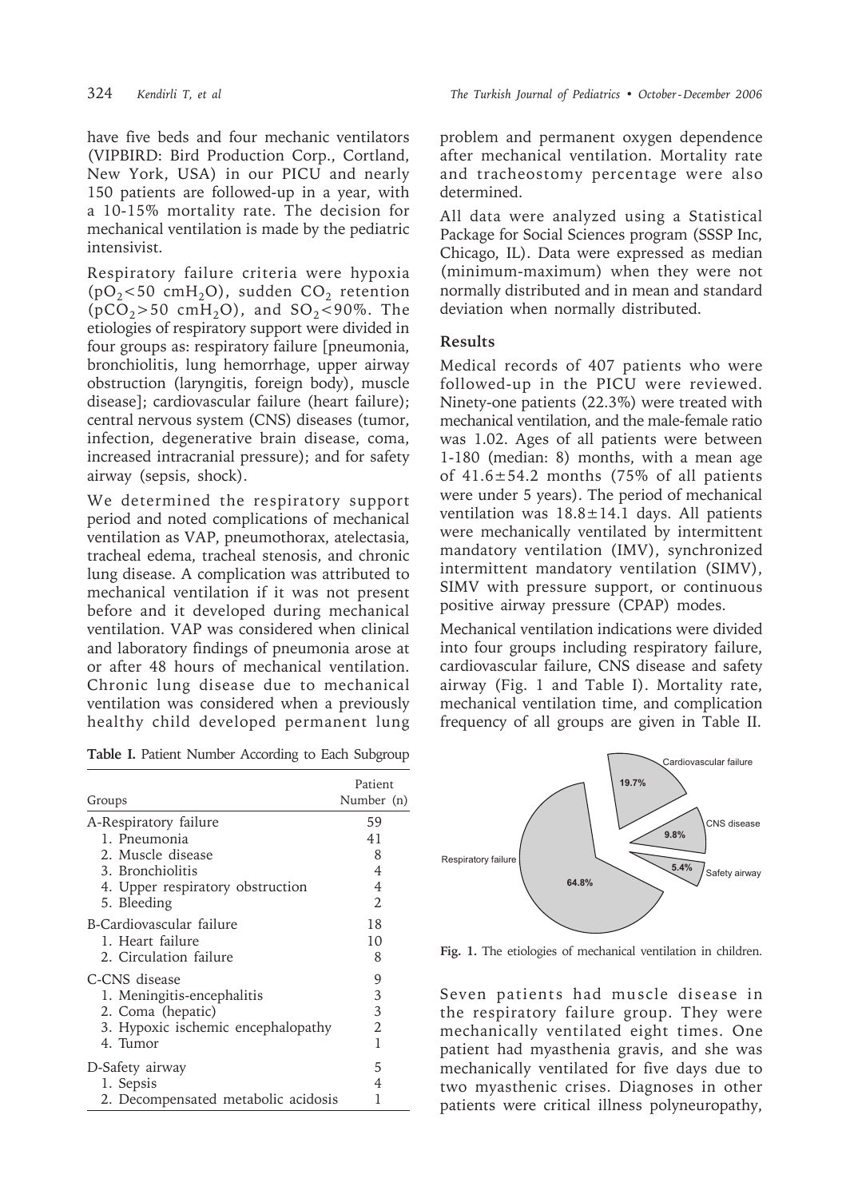have five beds and four mechanic ventilators (VIPBIRD: Bird Production Corp., Cortland, New York, USA) in our PICU and nearly 150 patients are followed-up in a year, with a 10-15% mortality rate. The decision for mechanical ventilation is made by the pediatric intensivist.

Respiratory failure criteria were hypoxia ($pO_2$<50 $cmH_2O$), sudden $CO_2$ retention ($pCO_2$>50 $cmH_2O$), and $SO_2$<90%. The etiologies of respiratory support were divided in four groups as: respiratory failure [pneumonia, bronchiolitis, lung hemorrhage, upper airway obstruction (laryngitis, foreign body), muscle disease]; cardiovascular failure (heart failure); central nervous system (CNS) diseases (tumor, infection, degenerative brain disease, coma, increased intracranial pressure); and for safety airway (sepsis, shock).

We determined the respiratory support period and noted complications of mechanical ventilation as VAP, pneumothorax, atelectasia, tracheal edema, tracheal stenosis, and chronic lung disease. A complication was attributed to mechanical ventilation if it was not present before and it developed during mechanical ventilation. VAP was considered when clinical and laboratory findings of pneumonia arose at or after 48 hours of mechanical ventilation. Chronic lung disease due to mechanical ventilation was considered when a previously healthy child developed permanent lung problem and permanent oxygen dependence after mechanical ventilation. Mortality rate and tracheostomy percentage were also determined.

All data were analyzed using a Statistical Package for Social Sciences program (SSSP Inc, Chicago, IL). Data were expressed as median (minimum-maximum) when they were not normally distributed and in mean and standard deviation when normally distributed.

## Results

Medical records of 407 patients who were followed-up in the PICU were reviewed. Ninety-one patients (22.3%) were treated with mechanical ventilation, and the male-female ratio was 1.02. Ages of all patients were between 1-180 (median: 8) months, with a mean age of 41.6±54.2 months (75% of all patients were under 5 years). The period of mechanical ventilation was 18.8±14.1 days. All patients were mechanically ventilated by intermittent mandatory ventilation (IMV), synchronized intermittent mandatory ventilation (SIMV), SIMV with pressure support, or continuous positive airway pressure (CPAP) modes.

Mechanical ventilation indications were divided into four groups including respiratory failure, cardiovascular failure, CNS disease and safety airway (Fig. 1 and Table I). Mortality rate, mechanical ventilation time, and complication frequency of all groups are given in Table II.

**Table I.** Patient Number According to Each Subgroup

| Groups | Patient Number (n) |
|---|---|
| A-Respiratory failure | 59 |
| 1. Pneumonia | 41 |
| 2. Muscle disease | 8 |
| 3. Bronchiolitis | 4 |
| 4. Upper respiratory obstruction | 4 |
| 5. Bleeding | 2 |
| B-Cardiovascular failure | 18 |
| 1. Heart failure | 10 |
| 2. Circulation failure | 8 |
| C-CNS disease | 9 |
| 1. Meningitis-encephalitis | 3 |
| 2. Coma (hepatic) | 3 |
| 3. Hypoxic ischemic encephalopathy | 2 |
| 4. Tumor | 1 |
| D-Safety airway | 5 |
| 1. Sepsis | 4 |
| 2. Decompensated metabolic acidosis | 1 |

Respiratory failure 64.8%; Cardiovascular failure 19.7%; CNS disease 9.8%; Safety airway 5.4%

**Fig. 1.** The etiologies of mechanical ventilation in children.

Seven patients had muscle disease in the respiratory failure group. They were mechanically ventilated eight times. One patient had myasthenia gravis, and she was mechanically ventilated for five days due to two myasthenic crises. Diagnoses in other patients were critical illness polyneuropathy,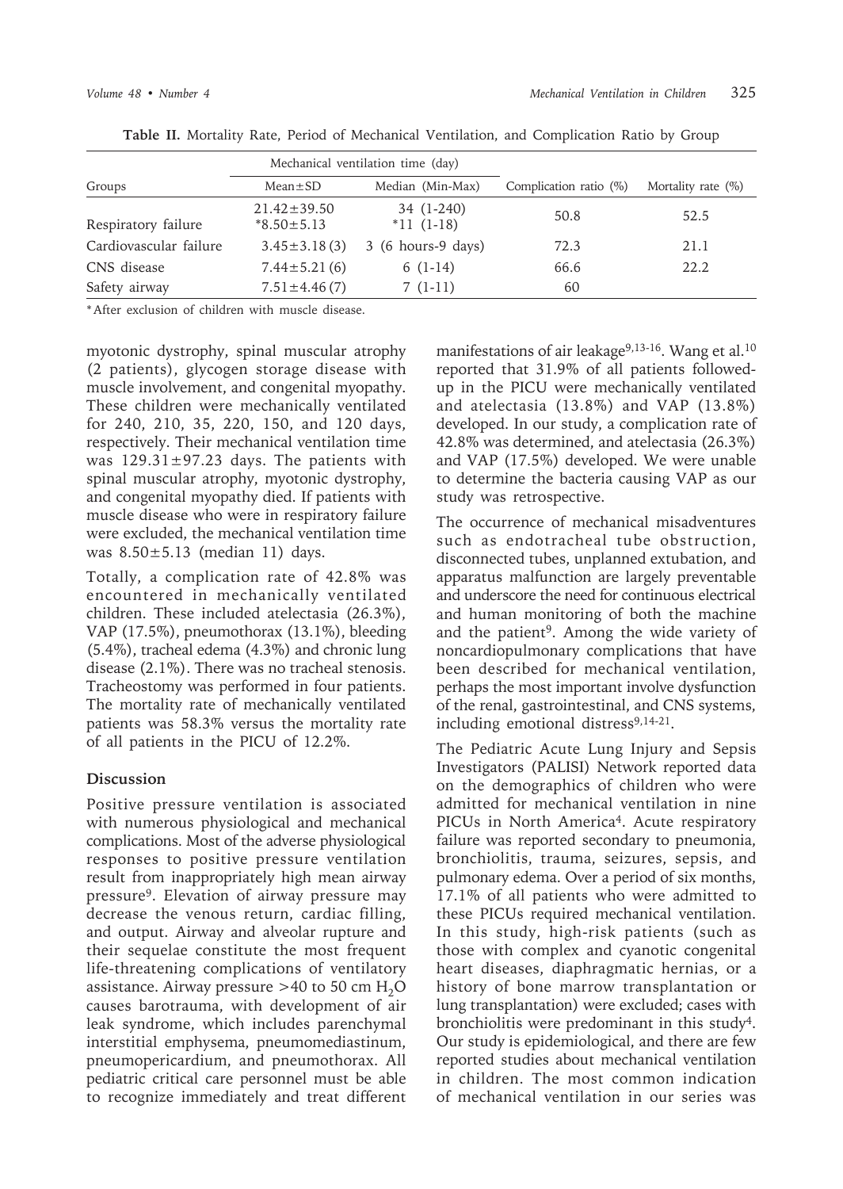**Table II.** Mortality Rate, Period of Mechanical Ventilation, and Complication Ratio by Group

| Groups | Mechanical ventilation time (day) | | Complication ratio (%) | Mortality rate (%) |
|---|---|---|---|---|
| | Mean±SD | Median (Min-Max) | | |
| Respiratory failure | 21.42±39.50<br>*8.50±5.13 | 34 (1-240)<br>*11 (1-18) | 50.8 | 52.5 |
| Cardiovascular failure | 3.45±3.18 (3) | 3 (6 hours-9 days) | 72.3 | 21.1 |
| CNS disease | 7.44±5.21 (6) | 6 (1-14) | 66.6 | 22.2 |
| Safety airway | 7.51±4.46 (7) | 7 (1-11) | 60 | |

*After exclusion of children with muscle disease.

myotonic dystrophy, spinal muscular atrophy (2 patients), glycogen storage disease with muscle involvement, and congenital myopathy. These children were mechanically ventilated for 240, 210, 35, 220, 150, and 120 days, respectively. Their mechanical ventilation time was 129.31±97.23 days. The patients with spinal muscular atrophy, myotonic dystrophy, and congenital myopathy died. If patients with muscle disease who were in respiratory failure were excluded, the mechanical ventilation time was 8.50±5.13 (median 11) days.

Totally, a complication rate of 42.8% was encountered in mechanically ventilated children. These included atelectasia (26.3%), VAP (17.5%), pneumothorax (13.1%), bleeding (5.4%), tracheal edema (4.3%) and chronic lung disease (2.1%). There was no tracheal stenosis. Tracheostomy was performed in four patients. The mortality rate of mechanically ventilated patients was 58.3% versus the mortality rate of all patients in the PICU of 12.2%.

## Discussion

Positive pressure ventilation is associated with numerous physiological and mechanical complications. Most of the adverse physiological responses to positive pressure ventilation result from inappropriately high mean airway pressure[9]. Elevation of airway pressure may decrease the venous return, cardiac filling, and output. Airway and alveolar rupture and their sequelae constitute the most frequent life-threatening complications of ventilatory assistance. Airway pressure >40 to 50 cm $H_2O$ causes barotrauma, with development of air leak syndrome, which includes parenchymal interstitial emphysema, pneumomediastinum, pneumopericardium, and pneumothorax. All pediatric critical care personnel must be able to recognize immediately and treat different manifestations of air leakage[9,13-16]. Wang et al.[10] reported that 31.9% of all patients followed-up in the PICU were mechanically ventilated and atelectasia (13.8%) and VAP (13.8%) developed. In our study, a complication rate of 42.8% was determined, and atelectasia (26.3%) and VAP (17.5%) developed. We were unable to determine the bacteria causing VAP as our study was retrospective.

The occurrence of mechanical misadventures such as endotracheal tube obstruction, disconnected tubes, unplanned extubation, and apparatus malfunction are largely preventable and underscore the need for continuous electrical and human monitoring of both the machine and the patient[9]. Among the wide variety of noncardiopulmonary complications that have been described for mechanical ventilation, perhaps the most important involve dysfunction of the renal, gastrointestinal, and CNS systems, including emotional distress[9,14-21].

The Pediatric Acute Lung Injury and Sepsis Investigators (PALISI) Network reported data on the demographics of children who were admitted for mechanical ventilation in nine PICUs in North America[4]. Acute respiratory failure was reported secondary to pneumonia, bronchiolitis, trauma, seizures, sepsis, and pulmonary edema. Over a period of six months, 17.1% of all patients who were admitted to these PICUs required mechanical ventilation. In this study, high-risk patients (such as those with complex and cyanotic congenital heart diseases, diaphragmatic hernias, or a history of bone marrow transplantation or lung transplantation) were excluded; cases with bronchiolitis were predominant in this study[4]. Our study is epidemiological, and there are few reported studies about mechanical ventilation in children. The most common indication of mechanical ventilation in our series was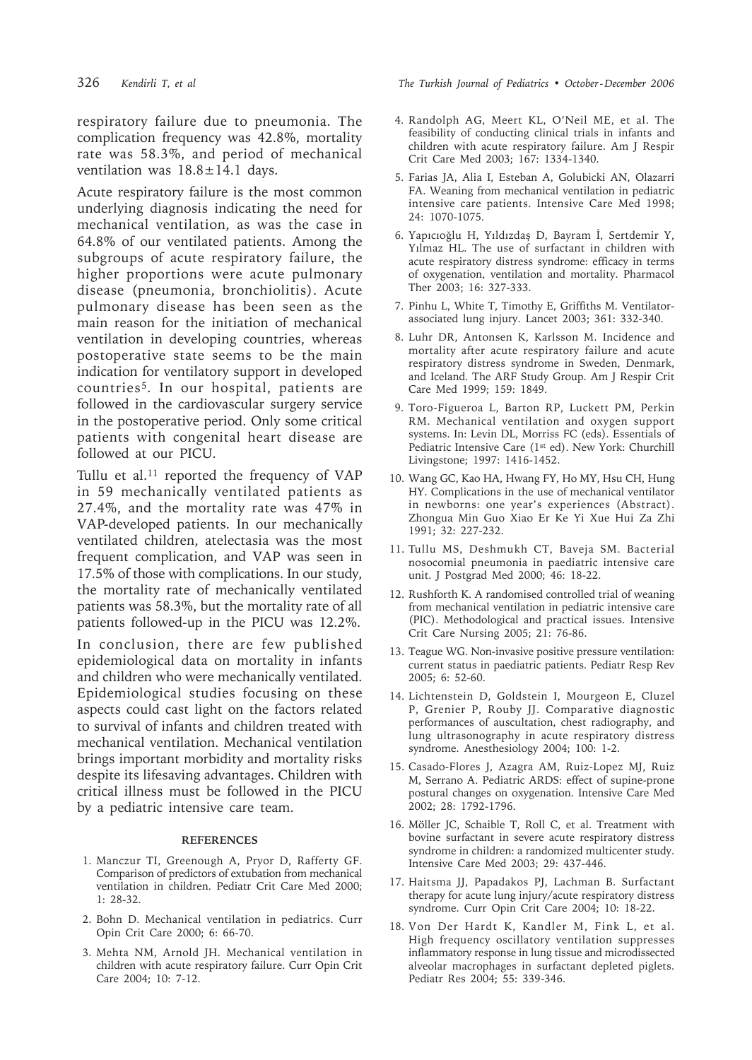respiratory failure due to pneumonia. The complication frequency was 42.8%, mortality rate was 58.3%, and period of mechanical ventilation was $18.8 \pm 14.1$ days.

Acute respiratory failure is the most common underlying diagnosis indicating the need for mechanical ventilation, as was the case in 64.8% of our ventilated patients. Among the subgroups of acute respiratory failure, the higher proportions were acute pulmonary disease (pneumonia, bronchiolitis). Acute pulmonary disease has been seen as the main reason for the initiation of mechanical ventilation in developing countries, whereas postoperative state seems to be the main indication for ventilatory support in developed countries[5]. In our hospital, patients are followed in the cardiovascular surgery service in the postoperative period. Only some critical patients with congenital heart disease are followed at our PICU.

Tullu et al.[11] reported the frequency of VAP in 59 mechanically ventilated patients as 27.4%, and the mortality rate was 47% in VAP-developed patients. In our mechanically ventilated children, atelectasis was the most frequent complication, and VAP was seen in 17.5% of those with complications. In our study, the mortality rate of mechanically ventilated patients was 58.3%, but the mortality rate of all patients followed-up in the PICU was 12.2%.

In conclusion, there are few published epidemiological data on mortality in infants and children who were mechanically ventilated. Epidemiological studies focusing on these aspects could cast light on the factors related to survival of infants and children treated with mechanical ventilation. Mechanical ventilation brings important morbidity and mortality risks despite its lifesaving advantages. Children with critical illness must be followed in the PICU by a pediatric intensive care team.

## REFERENCES

1. Manczur TI, Greenough A, Pryor D, Rafferty GF. Comparison of predictors of extubation from mechanical ventilation in children. Pediatr Crit Care Med 2000; 1: 28-32.
2. Bohn D. Mechanical ventilation in pediatrics. Curr Opin Crit Care 2000; 6: 66-70.
3. Mehta NM, Arnold JH. Mechanical ventilation in children with acute respiratory failure. Curr Opin Crit Care 2004; 10: 7-12.
4. Randolph AG, Meert KL, O'Neil ME, et al. The feasibility of conducting clinical trials in infants and children with acute respiratory failure. Am J Respir Crit Care Med 2003; 167: 1334-1340.
5. Farias JA, Alia I, Esteban A, Golubicki AN, Olazarri FA. Weaning from mechanical ventilation in pediatric intensive care patients. Intensive Care Med 1998; 24: 1070-1075.
6. Yapıcıoğlu H, Yıldızdaş D, Bayram İ, Sertdemir Y, Yılmaz HL. The use of surfactant in children with acute respiratory distress syndrome: efficacy in terms of oxygenation, ventilation and mortality. Pharmacol Ther 2003; 16: 327-333.
7. Pinhu L, White T, Timothy E, Griffiths M. Ventilator-associated lung injury. Lancet 2003; 361: 332-340.
8. Luhr DR, Antonsen K, Karlsson M. Incidence and mortality after acute respiratory failure and acute respiratory distress syndrome in Sweden, Denmark, and Iceland. The ARF Study Group. Am J Respir Crit Care Med 1999; 159: 1849.
9. Toro-Figueroa L, Barton RP, Luckett PM, Perkin RM. Mechanical ventilation and oxygen support systems. In: Levin DL, Morriss FC (eds). Essentials of Pediatric Intensive Care (1st ed). New York: Churchill Livingstone; 1997: 1416-1452.
10. Wang GC, Kao HA, Hwang FY, Ho MY, Hsu CH, Hung HY. Complications in the use of mechanical ventilator in newborns: one year's experiences (Abstract). Zhongua Min Guo Xiao Er Ke Yi Xue Hui Za Zhi 1991; 32: 227-232.
11. Tullu MS, Deshmukh CT, Baveja SM. Bacterial nosocomial pneumonia in paediatric intensive care unit. J Postgrad Med 2000; 46: 18-22.
12. Rushforth K. A randomised controlled trial of weaning from mechanical ventilation in pediatric intensive care (PIC). Methodological and practical issues. Intensive Crit Care Nursing 2005; 21: 76-86.
13. Teague WG. Non-invasive positive pressure ventilation: current status in paediatric patients. Pediatr Resp Rev 2005; 6: 52-60.
14. Lichtenstein D, Goldstein I, Mourgeon E, Cluzel P, Grenier P, Rouby JJ. Comparative diagnostic performances of auscultation, chest radiography, and lung ultrasonography in acute respiratory distress syndrome. Anesthesiology 2004; 100: 1-2.
15. Casado-Flores J, Azagra AM, Ruiz-Lopez MJ, Ruiz M, Serrano A. Pediatric ARDS: effect of supine-prone postural changes on oxygenation. Intensive Care Med 2002; 28: 1792-1796.
16. Möller JC, Schaible T, Roll C, et al. Treatment with bovine surfactant in severe acute respiratory distress syndrome in children: a randomized multicenter study. Intensive Care Med 2003; 29: 437-446.
17. Haitsma JJ, Papadakos PJ, Lachman B. Surfactant therapy for acute lung injury/acute respiratory distress syndrome. Curr Opin Crit Care 2004; 10: 18-22.
18. Von Der Hardt K, Kandler M, Fink L, et al. High frequency oscillatory ventilation suppresses inflammatory response in lung tissue and microdissected alveolar macrophages in surfactant depleted piglets. Pediatr Res 2004; 55: 339-346.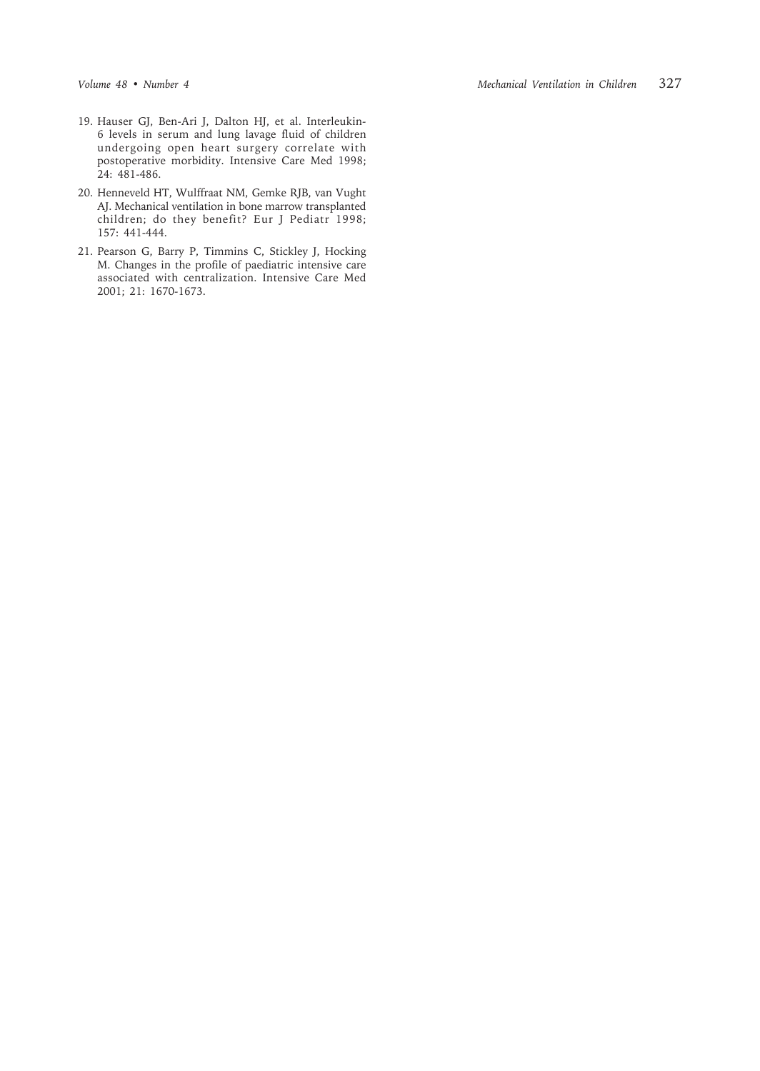19. Hauser GJ, Ben-Ari J, Dalton HJ, et al. Interleukin-6 levels in serum and lung lavage fluid of children undergoing open heart surgery correlate with postoperative morbidity. Intensive Care Med 1998; 24: 481-486.

20. Henneveld HT, Wulffraat NM, Gemke RJB, van Vught AJ. Mechanical ventilation in bone marrow transplanted children; do they benefit? Eur J Pediatr 1998; 157: 441-444.

21. Pearson G, Barry P, Timmins C, Stickley J, Hocking M. Changes in the profile of paediatric intensive care associated with centralization. Intensive Care Med 2001; 21: 1670-1673.